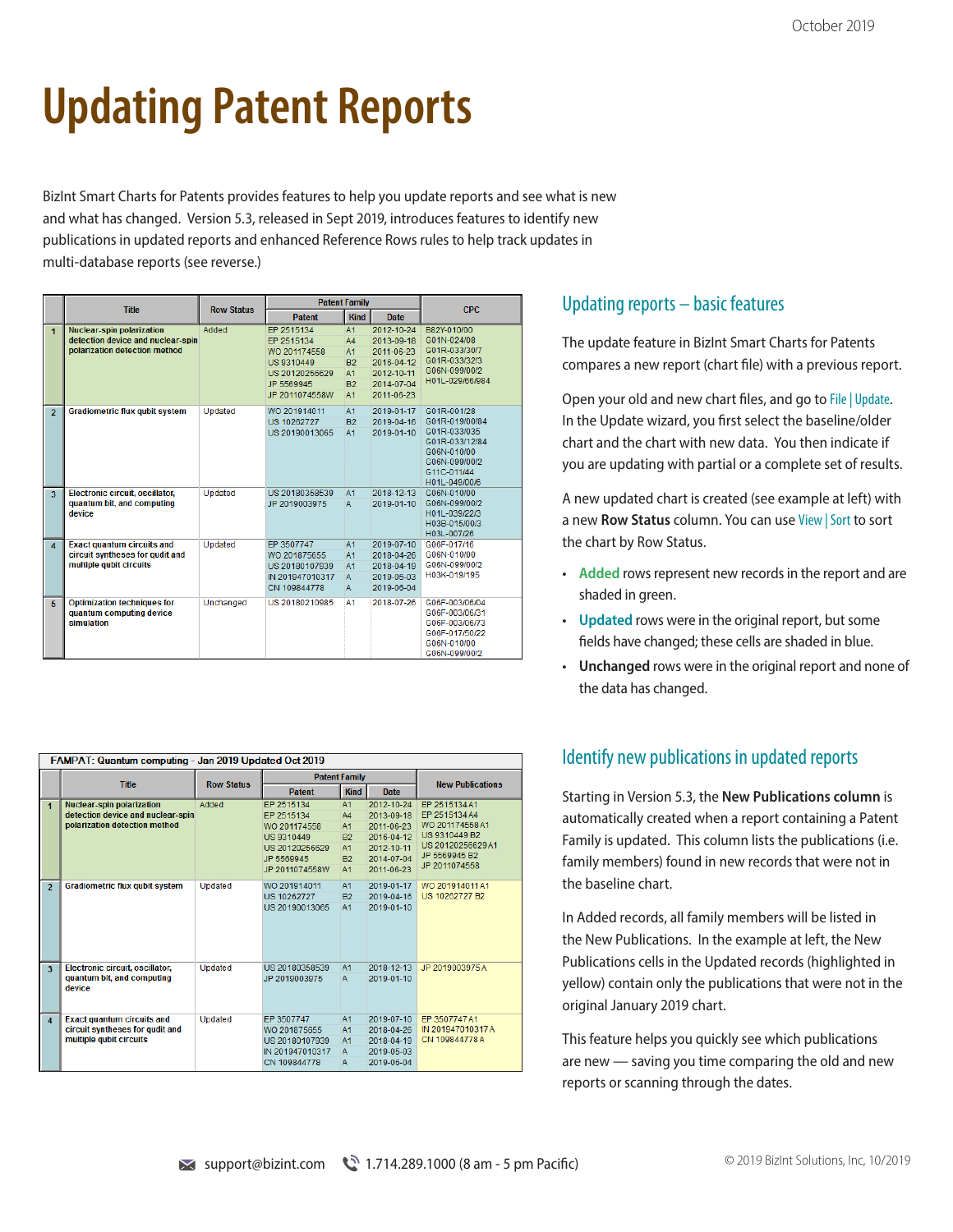October 2019

# Updating Patent Reports

BizInt Smart Charts for Patents provides features to help you update reports and see what is new and what has changed. Version 5.3, released in Sept 2019, introduces features to identify new publications in updated reports and enhanced Reference Rows rules to help track updates in multi-database reports (see reverse.)

| | Title | Row Status | Patent Family | | | CPC |
|---|---|---|---|---|---|---|
| | | | Patent | Kind | Date | |
| 1 | Nuclear-spin polarization detection device and nuclear-spin polarization detection method | Added | EP 2515134<br>EP 2515134<br>WO 201174558<br>US 9310449<br>US 20120256629<br>JP 5569945<br>JP 2011074558W | A1<br>A4<br>A1<br>B2<br>A1<br>B2<br>A1 | 2012-10-24<br>2013-09-18<br>2011-06-23<br>2016-04-12<br>2012-10-11<br>2014-07-04<br>2011-06-23 | B82Y-010/00<br>G01N-024/08<br>G01R-033/30/7<br>G01R-033/32/3<br>G06N-099/00/2<br>H01L-029/66/984 |
| 2 | Gradiometric flux qubit system | Updated | WO 201914011<br>US 10262727<br>US 20190013065 | A1<br>B2<br>A1 | 2019-01-17<br>2019-04-16<br>2019-01-10 | G01R-001/28<br>G01R-019/00/84<br>G01R-033/035<br>G01R-033/12/84<br>G06N-010/00<br>G06N-099/00/2<br>G11C-011/44<br>H01L-049/00/6 |
| 3 | Electronic circuit, oscillator, quantum bit, and computing device | Updated | US 20180358539<br>JP 2019003975 | A1<br>A | 2018-12-13<br>2019-01-10 | G06N-010/00<br>G06N-099/00/2<br>H01L-039/22/3<br>H03B-015/00/3<br>H03L-007/26 |
| 4 | Exact quantum circuits and circuit syntheses for qudit and multiple qubit circuits | Updated | EP 3507747<br>WO 201875655<br>US 20180107939<br>IN 201947010317<br>CN 109844778 | A1<br>A1<br>A1<br>A<br>A | 2019-07-10<br>2018-04-26<br>2018-04-19<br>2019-05-03<br>2019-06-04 | G06F-017/16<br>G06N-010/00<br>G06N-099/00/2<br>H03K-019/195 |
| 5 | Optimization techniques for quantum computing device simulation | Unchanged | US 20180210985 | A1 | 2018-07-26 | G06F-003/06/04<br>G06F-003/06/31<br>G06F-003/06/73<br>G06F-017/50/22<br>G06N-010/00<br>G06N-099/00/2 |

## Updating reports – basic features

The update feature in BizInt Smart Charts for Patents compares a new report (chart file) with a previous report.

Open your old and new chart files, and go to File | Update. In the Update wizard, you first select the baseline/older chart and the chart with new data. You then indicate if you are updating with partial or a complete set of results.

A new updated chart is created (see example at left) with a new **Row Status** column. You can use View | Sort to sort the chart by Row Status.

- **Added** rows represent new records in the report and are shaded in green.
- **Updated** rows were in the original report, but some fields have changed; these cells are shaded in blue.
- **Unchanged** rows were in the original report and none of the data has changed.

FAMPAT: Quantum computing - Jan 2019 Updated Oct 2019

| | Title | Row Status | Patent Family | | | New Publications |
|---|---|---|---|---|---|---|
| | | | Patent | Kind | Date | |
| 1 | Nuclear-spin polarization detection device and nuclear-spin polarization detection method | Added | EP 2515134<br>EP 2515134<br>WO 201174558<br>US 9310449<br>US 20120256629<br>JP 5569945<br>JP 2011074558W | A1<br>A4<br>A1<br>B2<br>A1<br>B2<br>A1 | 2012-10-24<br>2013-09-18<br>2011-06-23<br>2016-04-12<br>2012-10-11<br>2014-07-04<br>2011-06-23 | EP 2515134 A1<br>EP 2515134 A4<br>WO 201174558 A1<br>US 9310449 B2<br>US 20120256629 A1<br>JP 5569945 B2<br>JP 2011074558 |
| 2 | Gradiometric flux qubit system | Updated | WO 201914011<br>US 10262727<br>US 20190013065 | A1<br>B2<br>A1 | 2019-01-17<br>2019-04-16<br>2019-01-10 | WO 201914011 A1<br>US 10262727 B2 |
| 3 | Electronic circuit, oscillator, quantum bit, and computing device | Updated | US 20180358539<br>JP 2019003975 | A1<br>A | 2018-12-13<br>2019-01-10 | JP 2019003975 A |
| 4 | Exact quantum circuits and circuit syntheses for qudit and multiple qubit circuits | Updated | EP 3507747<br>WO 201875655<br>US 20180107939<br>IN 201947010317<br>CN 109844778 | A1<br>A1<br>A1<br>A<br>A | 2019-07-10<br>2018-04-26<br>2018-04-19<br>2019-05-03<br>2019-06-04 | EP 3507747 A1<br>IN 201947010317 A<br>CN 109844778 A |

## Identify new publications in updated reports

Starting in Version 5.3, the **New Publications column** is automatically created when a report containing a Patent Family is updated. This column lists the publications (i.e. family members) found in new records that were not in the baseline chart.

In Added records, all family members will be listed in the New Publications. In the example at left, the New Publications cells in the Updated records (highlighted in yellow) contain only the publications that were not in the original January 2019 chart.

This feature helps you quickly see which publications are new — saving you time comparing the old and new reports or scanning through the dates.

support@bizint.com 1.714.289.1000 (8 am - 5 pm Pacific)

© 2019 BizInt Solutions, Inc, 10/2019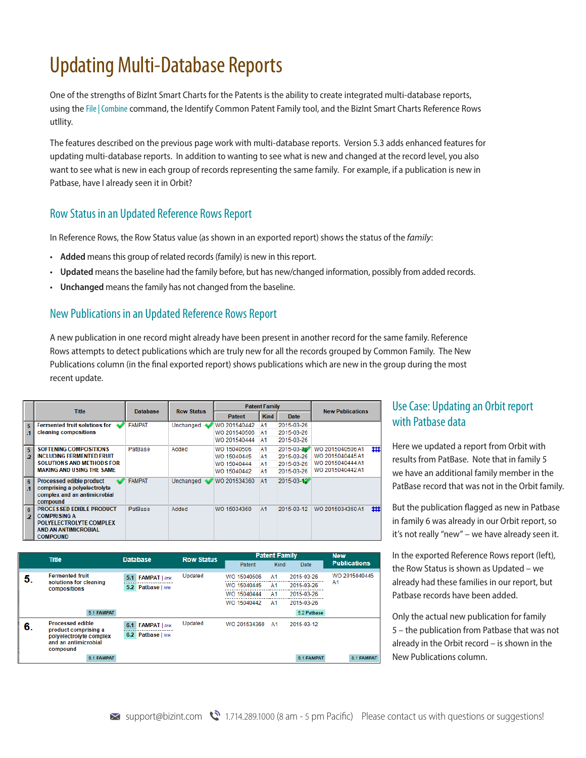# Updating Multi-Database Reports

One of the strengths of BizInt Smart Charts for the Patents is the ability to create integrated multi-database reports, using the File | Combine command, the Identify Common Patent Family tool, and the BizInt Smart Charts Reference Rows utility.

The features described on the previous page work with multi-database reports. Version 5.3 adds enhanced features for updating multi-database reports. In addition to wanting to see what is new and changed at the record level, you also want to see what is new in each group of records representing the same family. For example, if a publication is new in Patbase, have I already seen it in Orbit?

## Row Status in an Updated Reference Rows Report

In Reference Rows, the Row Status value (as shown in an exported report) shows the status of the *family*:

- **Added** means this group of related records (family) is new in this report.
- **Updated** means the baseline had the family before, but has new/changed information, possibly from added records.
- **Unchanged** means the family has not changed from the baseline.

## New Publications in an Updated Reference Rows Report

A new publication in one record might already have been present in another record for the same family. Reference Rows attempts to detect publications which are truly new for all the records grouped by Common Family. The New Publications column (in the final exported report) shows publications which are new in the group during the most recent update.

| | Title | Database | Row Status | Patent Family | | | New Publications |
|---|---|---|---|---|---|---|---|
| | | | | Patent | Kind | Date | |
| 5.1 | Fermented fruit solutions for cleaning compositions | FAMPAT | Unchanged | WO 201540442<br>WO 201540506<br>WO 201540444 | A1<br>A1<br>A1 | 2015-03-26<br>2015-03-26<br>2015-03-26 | |
| 5.2 | SOFTENING COMPOSITIONS INCLUDING FERMENTED FRUIT SOLUTIONS AND METHODS FOR MAKING AND USING THE SAME | PatBase | Added | WO 15040506<br>WO 15040445<br>WO 15040444<br>WO 15040442 | A1<br>A1<br>A1<br>A1 | 2015-03-26<br>2015-03-26<br>2015-03-26<br>2015-03-26 | WO 2015040506 A1<br>WO 2015040445 A1<br>WO 2015040444 A1<br>WO 2015040442 A1 |
| 6.1 | Processed edible product comprising a polyelectrolyte complex and an antimicrobial compound | FAMPAT | Unchanged | WO 201534360 | A1 | 2015-03-12 | |
| 6.2 | PROCESSED EDIBLE PRODUCT COMPRISING A POLYELECTROLYTE COMPLEX AND AN ANTIMICROBIAL COMPOUND | PatBase | Added | WO 15034360 | A1 | 2015-03-12 | WO 2015034360 A1 |

| | Title | Database | Row Status | Patent Family | | | New Publications |
|---|---|---|---|---|---|---|---|
| | | | | Patent | Kind | Date | |
| 5. | Fermented fruit solutions for cleaning compositions (5.1 FAMPAT) | 5.1 FAMPAT \| link<br>5.2 Patbase \| link | Updated | WO 15040506<br>WO 15040445<br>WO 15040444<br>WO 15040442 (5.2 Patbase) | A1<br>A1<br>A1<br>A1 | 2015-03-26<br>2015-03-26<br>2015-03-26<br>2015-03-26 | WO 2015040445 A1 |
| 6. | Processed edible product comprising a polyelectrolyte complex and an antimicrobial compound (6.1 FAMPAT) | 6.1 FAMPAT \| link<br>6.2 Patbase \| link | Updated | WO 201534360 (6.1 FAMPAT) | A1 | 2015-03-12 | (6.1 FAMPAT) |

## Use Case: Updating an Orbit report with Patbase data

Here we updated a report from Orbit with results from PatBase. Note that in family 5 we have an additional family member in the PatBase record that was not in the Orbit family.

But the publication flagged as new in Patbase in family 6 was already in our Orbit report, so it's not really "new" – we have already seen it.

In the exported Reference Rows report (left), the Row Status is shown as Updated – we already had these families in our report, but Patbase records have been added.

Only the actual new publication for family 5 – the publication from Patbase that was not already in the Orbit record – is shown in the New Publications column.

support@bizint.com 1.714.289.1000 (8 am - 5 pm Pacific) Please contact us with questions or suggestions!